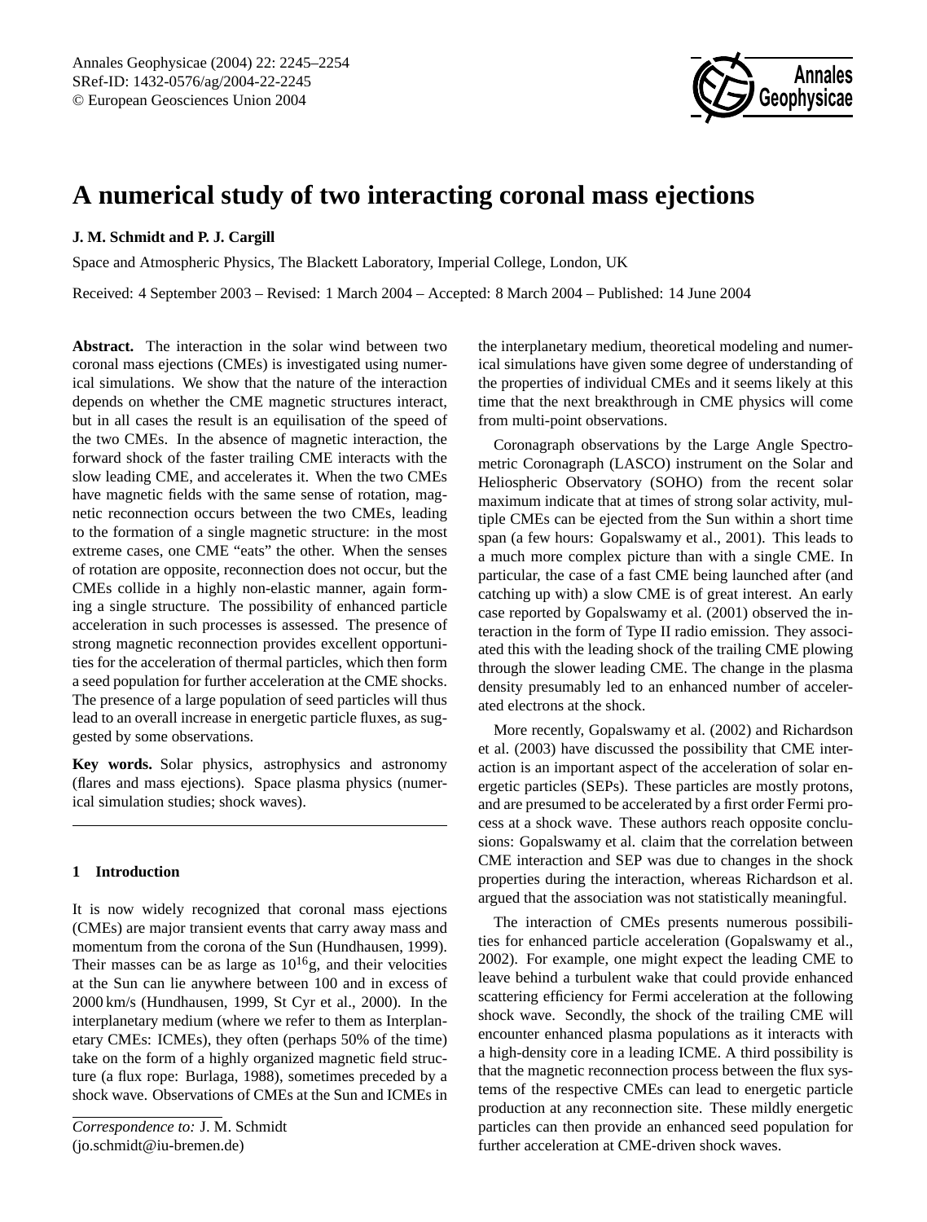# A numerical study of two interacting coronal mass ejections

**J. M. Schmidt and P. J. Cargill**

Space and Atmospheric Physics, The Blackett Laboratory, Imperial College, London, UK

Received: 4 September 2003 – Revised: 1 March 2004 – Accepted: 8 March 2004 – Published: 14 June 2004

**Abstract.** The interaction in the solar wind between two coronal mass ejections (CMEs) is investigated using numerical simulations. We show that the nature of the interaction depends on whether the CME magnetic structures interact, but in all cases the result is an equilisation of the speed of the two CMEs. In the absence of magnetic interaction, the forward shock of the faster trailing CME interacts with the slow leading CME, and accelerates it. When the two CMEs have magnetic fields with the same sense of rotation, magnetic reconnection occurs between the two CMEs, leading to the formation of a single magnetic structure: in the most extreme cases, one CME "eats" the other. When the senses of rotation are opposite, reconnection does not occur, but the CMEs collide in a highly non-elastic manner, again forming a single structure. The possibility of enhanced particle acceleration in such processes is assessed. The presence of strong magnetic reconnection provides excellent opportunities for the acceleration of thermal particles, which then form a seed population for further acceleration at the CME shocks. The presence of a large population of seed particles will thus lead to an overall increase in energetic particle fluxes, as suggested by some observations.

**Key words.** Solar physics, astrophysics and astronomy (flares and mass ejections). Space plasma physics (numerical simulation studies; shock waves).

## 1 Introduction

It is now widely recognized that coronal mass ejections (CMEs) are major transient events that carry away mass and momentum from the corona of the Sun (Hundhausen, 1999). Their masses can be as large as $10^{16}$g, and their velocities at the Sun can lie anywhere between 100 and in excess of 2000 km/s (Hundhausen, 1999, St Cyr et al., 2000). In the interplanetary medium (where we refer to them as Interplanetary CMEs: ICMEs), they often (perhaps 50% of the time) take on the form of a highly organized magnetic field structure (a flux rope: Burlaga, 1988), sometimes preceded by a shock wave. Observations of CMEs at the Sun and ICMEs in the interplanetary medium, theoretical modeling and numerical simulations have given some degree of understanding of the properties of individual CMEs and it seems likely at this time that the next breakthrough in CME physics will come from multi-point observations.

Coronagraph observations by the Large Angle Spectrometric Coronagraph (LASCO) instrument on the Solar and Heliospheric Observatory (SOHO) from the recent solar maximum indicate that at times of strong solar activity, multiple CMEs can be ejected from the Sun within a short time span (a few hours: Gopalswamy et al., 2001). This leads to a much more complex picture than with a single CME. In particular, the case of a fast CME being launched after (and catching up with) a slow CME is of great interest. An early case reported by Gopalswamy et al. (2001) observed the interaction in the form of Type II radio emission. They associated this with the leading shock of the trailing CME plowing through the slower leading CME. The change in the plasma density presumably led to an enhanced number of accelerated electrons at the shock.

More recently, Gopalswamy et al. (2002) and Richardson et al. (2003) have discussed the possibility that CME interaction is an important aspect of the acceleration of solar energetic particles (SEPs). These particles are mostly protons, and are presumed to be accelerated by a first order Fermi process at a shock wave. These authors reach opposite conclusions: Gopalswamy et al. claim that the correlation between CME interaction and SEP was due to changes in the shock properties during the interaction, whereas Richardson et al. argued that the association was not statistically meaningful.

The interaction of CMEs presents numerous possibilities for enhanced particle acceleration (Gopalswamy et al., 2002). For example, one might expect the leading CME to leave behind a turbulent wake that could provide enhanced scattering efficiency for Fermi acceleration at the following shock wave. Secondly, the shock of the trailing CME will encounter enhanced plasma populations as it interacts with a high-density core in a leading ICME. A third possibility is that the magnetic reconnection process between the flux systems of the respective CMEs can lead to energetic particle production at any reconnection site. These mildly energetic particles can then provide an enhanced seed population for further acceleration at CME-driven shock waves.

*Correspondence to:* J. M. Schmidt (jo.schmidt@iu-bremen.de)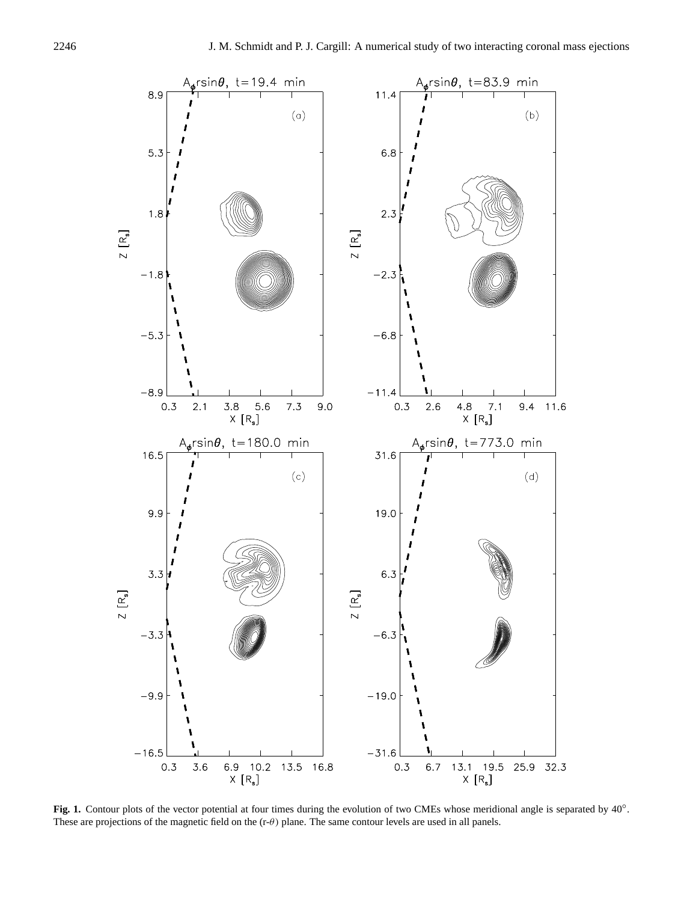**Fig. 1.** Contour plots of the vector potential at four times during the evolution of two CMEs whose meridional angle is separated by 40°. These are projections of the magnetic field on the (r-$\theta$) plane. The same contour levels are used in all panels.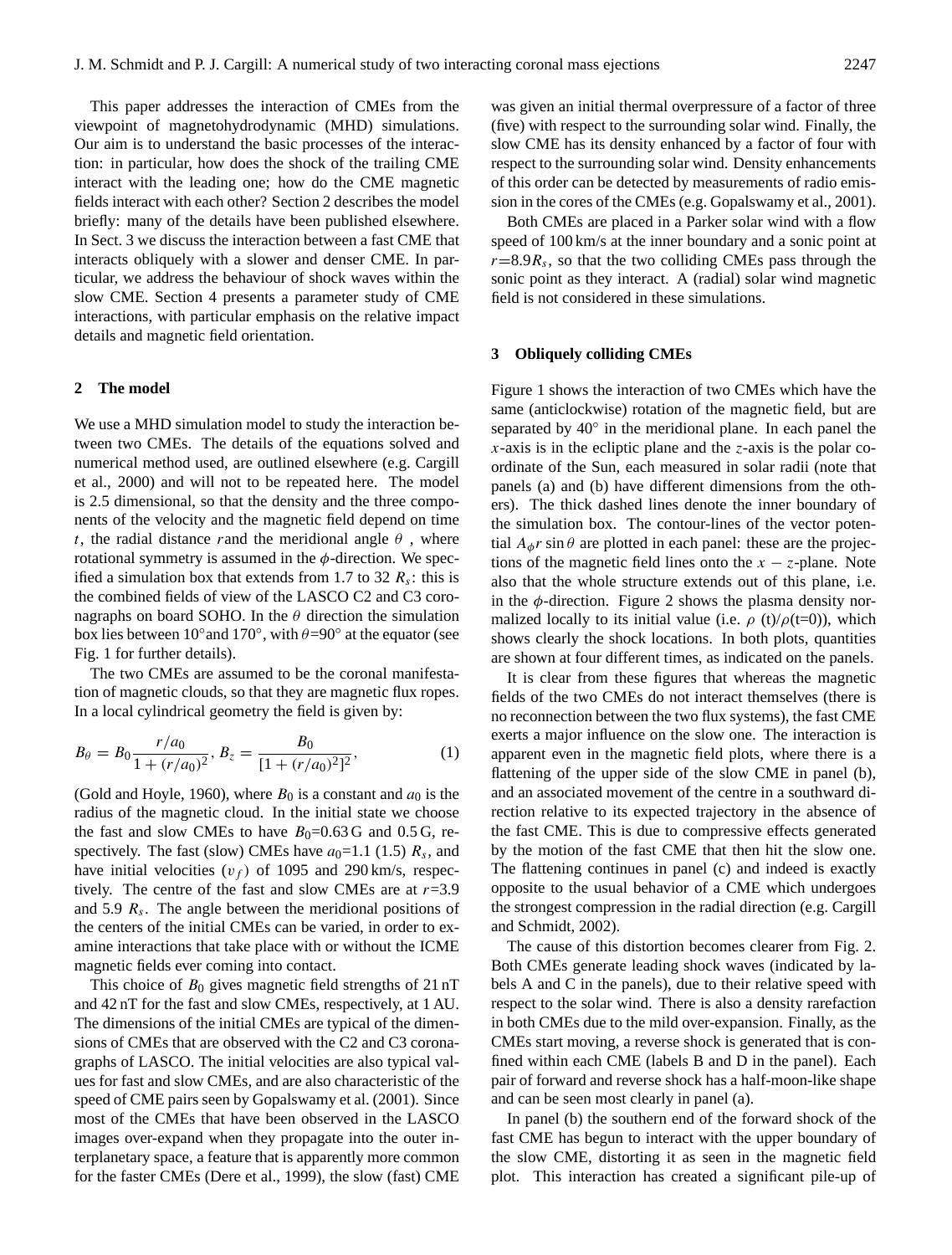This paper addresses the interaction of CMEs from the viewpoint of magnetohydrodynamic (MHD) simulations. Our aim is to understand the basic processes of the interaction: in particular, how does the shock of the trailing CME interact with the leading one; how do the CME magnetic fields interact with each other? Section 2 describes the model briefly: many of the details have been published elsewhere. In Sect. 3 we discuss the interaction between a fast CME that interacts obliquely with a slower and denser CME. In particular, we address the behaviour of shock waves within the slow CME. Section 4 presents a parameter study of CME interactions, with particular emphasis on the relative impact details and magnetic field orientation.

## 2 The model

We use a MHD simulation model to study the interaction between two CMEs. The details of the equations solved and numerical method used, are outlined elsewhere (e.g. Cargill et al., 2000) and will not to be repeated here. The model is 2.5 dimensional, so that the density and the three components of the velocity and the magnetic field depend on time $t$, the radial distance $r$and the meridional angle $\theta$ , where rotational symmetry is assumed in the $\phi$-direction. We specified a simulation box that extends from 1.7 to 32 $R_s$: this is the combined fields of view of the LASCO C2 and C3 coronagraphs on board SOHO. In the $\theta$ direction the simulation box lies between 10°and 170°, with $\theta$=90° at the equator (see Fig. 1 for further details).

The two CMEs are assumed to be the coronal manifestation of magnetic clouds, so that they are magnetic flux ropes. In a local cylindrical geometry the field is given by:

$$B_\theta = B_0 \frac{r/a_0}{1+(r/a_0)^2},\, B_z = \frac{B_0}{[1+(r/a_0)^2]^2}, \tag{1}$$

(Gold and Hoyle, 1960), where $B_0$ is a constant and $a_0$ is the radius of the magnetic cloud. In the initial state we choose the fast and slow CMEs to have $B_0$=0.63 G and 0.5 G, respectively. The fast (slow) CMEs have $a_0$=1.1 (1.5) $R_s$, and have initial velocities ($v_f$) of 1095 and 290 km/s, respectively. The centre of the fast and slow CMEs are at $r$=3.9 and 5.9 $R_s$. The angle between the meridional positions of the centers of the initial CMEs can be varied, in order to examine interactions that take place with or without the ICME magnetic fields ever coming into contact.

This choice of $B_0$ gives magnetic field strengths of 21 nT and 42 nT for the fast and slow CMEs, respectively, at 1 AU. The dimensions of the initial CMEs are typical of the dimensions of CMEs that are observed with the C2 and C3 coronagraphs of LASCO. The initial velocities are also typical values for fast and slow CMEs, and are also characteristic of the speed of CME pairs seen by Gopalswamy et al. (2001). Since most of the CMEs that have been observed in the LASCO images over-expand when they propagate into the outer interplanetary space, a feature that is apparently more common for the faster CMEs (Dere et al., 1999), the slow (fast) CME was given an initial thermal overpressure of a factor of three (five) with respect to the surrounding solar wind. Finally, the slow CME has its density enhanced by a factor of four with respect to the surrounding solar wind. Density enhancements of this order can be detected by measurements of radio emission in the cores of the CMEs (e.g. Gopalswamy et al., 2001).

Both CMEs are placed in a Parker solar wind with a flow speed of 100 km/s at the inner boundary and a sonic point at $r$=8.9$R_s$, so that the two colliding CMEs pass through the sonic point as they interact. A (radial) solar wind magnetic field is not considered in these simulations.

## 3 Obliquely colliding CMEs

Figure 1 shows the interaction of two CMEs which have the same (anticlockwise) rotation of the magnetic field, but are separated by 40° in the meridional plane. In each panel the $x$-axis is in the ecliptic plane and the $z$-axis is the polar coordinate of the Sun, each measured in solar radii (note that panels (a) and (b) have different dimensions from the others). The thick dashed lines denote the inner boundary of the simulation box. The contour-lines of the vector potential $A_\phi r \sin\theta$ are plotted in each panel: these are the projections of the magnetic field lines onto the $x-z$-plane. Note also that the whole structure extends out of this plane, i.e. in the $\phi$-direction. Figure 2 shows the plasma density normalized locally to its initial value (i.e. $\rho$ (t)/$\rho$(t=0)), which shows clearly the shock locations. In both plots, quantities are shown at four different times, as indicated on the panels.

It is clear from these figures that whereas the magnetic fields of the two CMEs do not interact themselves (there is no reconnection between the two flux systems), the fast CME exerts a major influence on the slow one. The interaction is apparent even in the magnetic field plots, where there is a flattening of the upper side of the slow CME in panel (b), and an associated movement of the centre in a southward direction relative to its expected trajectory in the absence of the fast CME. This is due to compressive effects generated by the motion of the fast CME that then hit the slow one. The flattening continues in panel (c) and indeed is exactly opposite to the usual behavior of a CME which undergoes the strongest compression in the radial direction (e.g. Cargill and Schmidt, 2002).

The cause of this distortion becomes clearer from Fig. 2. Both CMEs generate leading shock waves (indicated by labels A and C in the panels), due to their relative speed with respect to the solar wind. There is also a density rarefaction in both CMEs due to the mild over-expansion. Finally, as the CMEs start moving, a reverse shock is generated that is confined within each CME (labels B and D in the panel). Each pair of forward and reverse shock has a half-moon-like shape and can be seen most clearly in panel (a).

In panel (b) the southern end of the forward shock of the fast CME has begun to interact with the upper boundary of the slow CME, distorting it as seen in the magnetic field plot. This interaction has created a significant pile-up of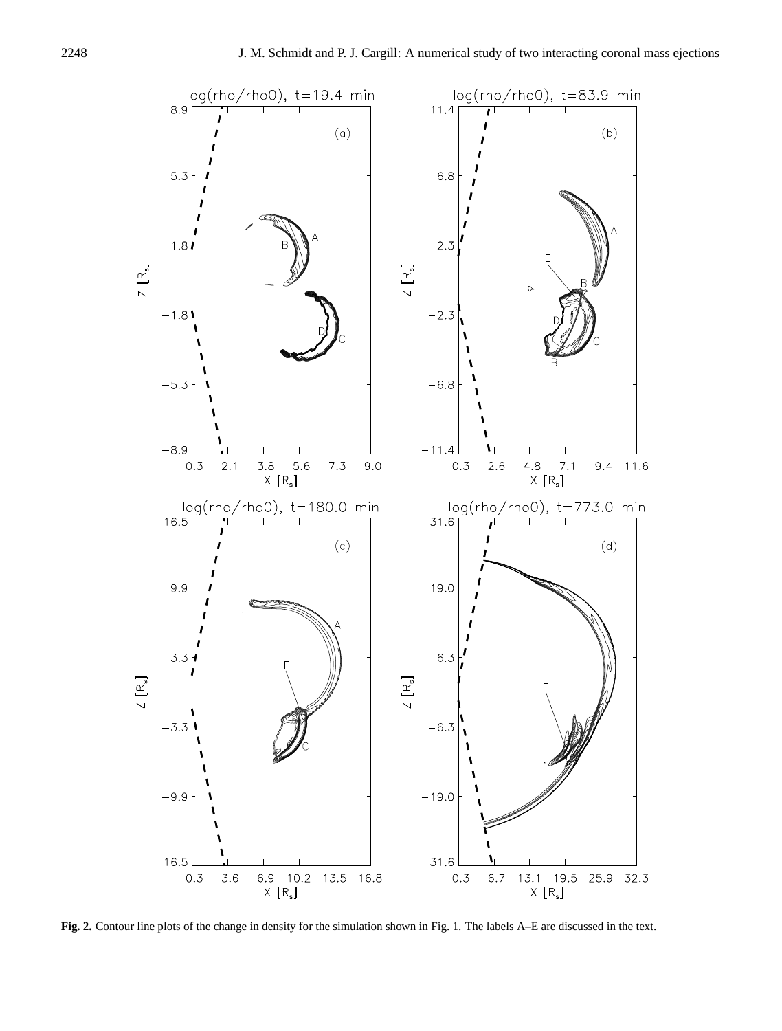**Fig. 2.** Contour line plots of the change in density for the simulation shown in Fig. 1. The labels A–E are discussed in the text.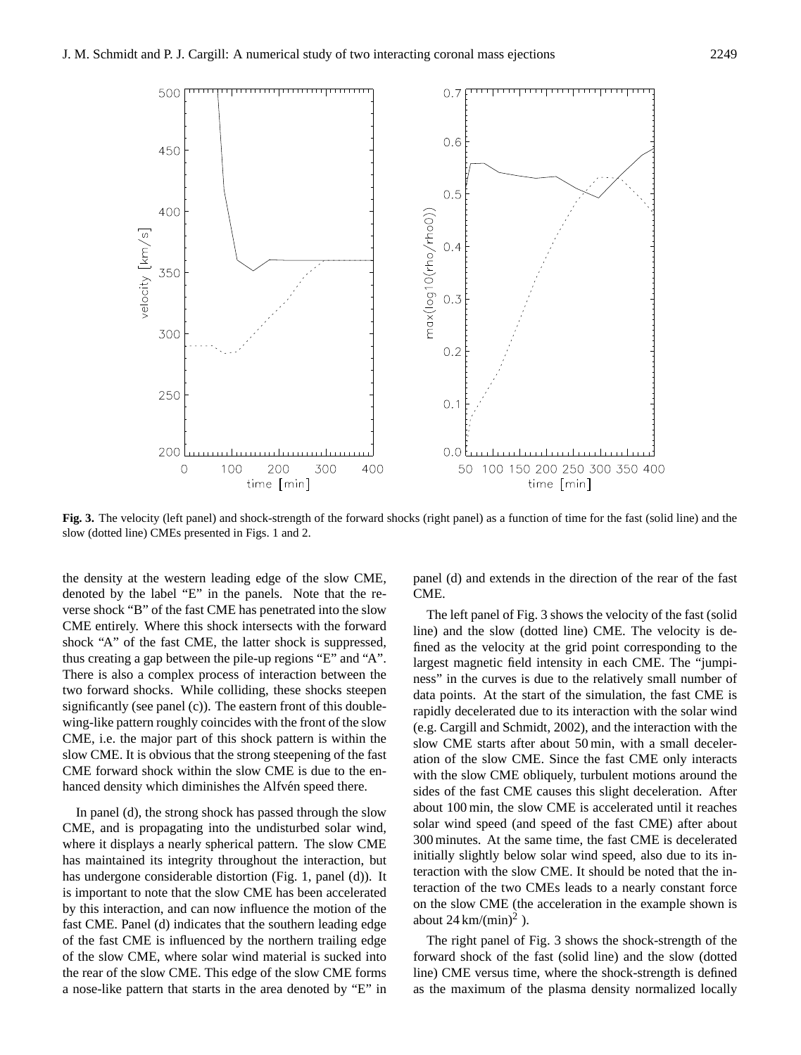500
450
400
350
300
250
200
velocity [km/s]
0
100
200
300
400
time [min]

0.7
0.6
0.5
0.4
0.3
0.2
0.1
0.0
max(log10(rho/rho0))
50
100
150
200
250
300
350
400
time [min]

**Fig. 3.** The velocity (left panel) and shock-strength of the forward shocks (right panel) as a function of time for the fast (solid line) and the slow (dotted line) CMEs presented in Figs. 1 and 2.

the density at the western leading edge of the slow CME, denoted by the label "E" in the panels. Note that the reverse shock "B" of the fast CME has penetrated into the slow CME entirely. Where this shock intersects with the forward shock "A" of the fast CME, the latter shock is suppressed, thus creating a gap between the pile-up regions "E" and "A". There is also a complex process of interaction between the two forward shocks. While colliding, these shocks steepen significantly (see panel (c)). The eastern front of this double-wing-like pattern roughly coincides with the front of the slow CME, i.e. the major part of this shock pattern is within the slow CME. It is obvious that the strong steepening of the fast CME forward shock within the slow CME is due to the enhanced density which diminishes the Alfvén speed there.

In panel (d), the strong shock has passed through the slow CME, and is propagating into the undisturbed solar wind, where it displays a nearly spherical pattern. The slow CME has maintained its integrity throughout the interaction, but has undergone considerable distortion (Fig. 1, panel (d)). It is important to note that the slow CME has been accelerated by this interaction, and can now influence the motion of the fast CME. Panel (d) indicates that the southern leading edge of the fast CME is influenced by the northern trailing edge of the slow CME, where solar wind material is sucked into the rear of the slow CME. This edge of the slow CME forms a nose-like pattern that starts in the area denoted by "E" in panel (d) and extends in the direction of the rear of the fast CME.

The left panel of Fig. 3 shows the velocity of the fast (solid line) and the slow (dotted line) CME. The velocity is defined as the velocity at the grid point corresponding to the largest magnetic field intensity in each CME. The "jumpiness" in the curves is due to the relatively small number of data points. At the start of the simulation, the fast CME is rapidly decelerated due to its interaction with the solar wind (e.g. Cargill and Schmidt, 2002), and the interaction with the slow CME starts after about 50 min, with a small deceleration of the slow CME. Since the fast CME only interacts with the slow CME obliquely, turbulent motions around the sides of the fast CME causes this slight deceleration. After about 100 min, the slow CME is accelerated until it reaches solar wind speed (and speed of the fast CME) after about 300 minutes. At the same time, the fast CME is decelerated initially slightly below solar wind speed, also due to its interaction with the slow CME. It should be noted that the interaction of the two CMEs leads to a nearly constant force on the slow CME (the acceleration in the example shown is about $24\,\mathrm{km/(min)^2}$ ).

The right panel of Fig. 3 shows the shock-strength of the forward shock of the fast (solid line) and the slow (dotted line) CME versus time, where the shock-strength is defined as the maximum of the plasma density normalized locally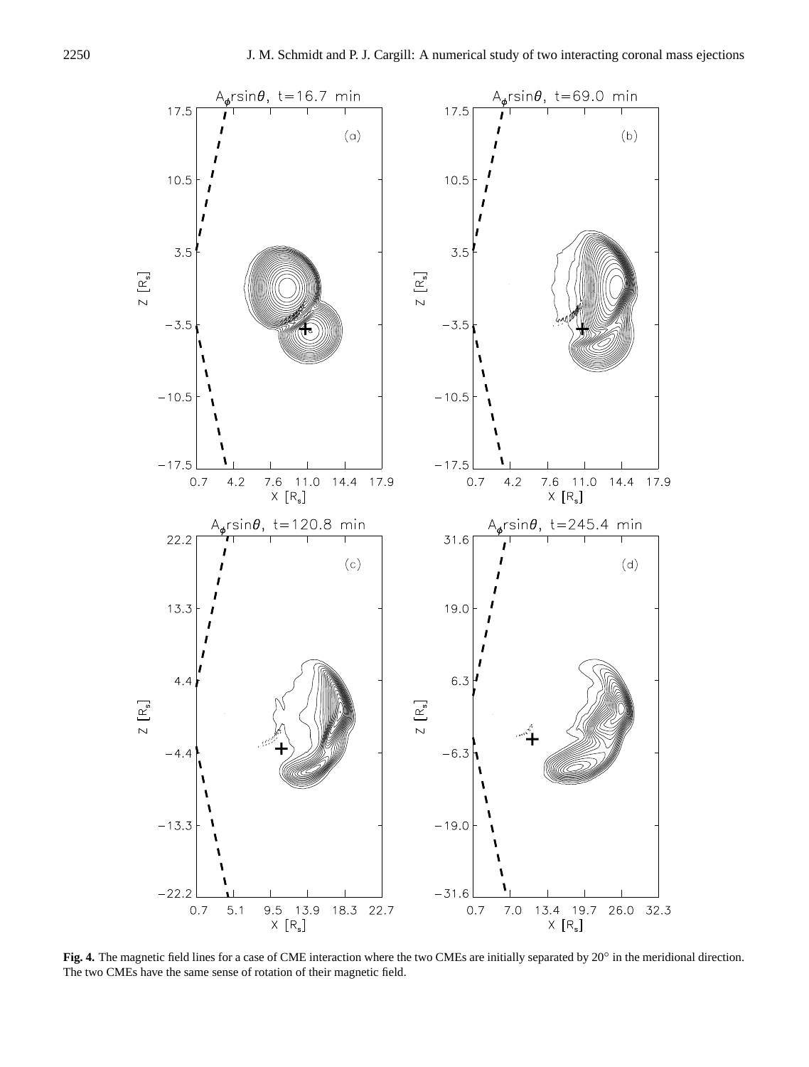**Fig. 4.** The magnetic field lines for a case of CME interaction where the two CMEs are initially separated by 20° in the meridional direction. The two CMEs have the same sense of rotation of their magnetic field.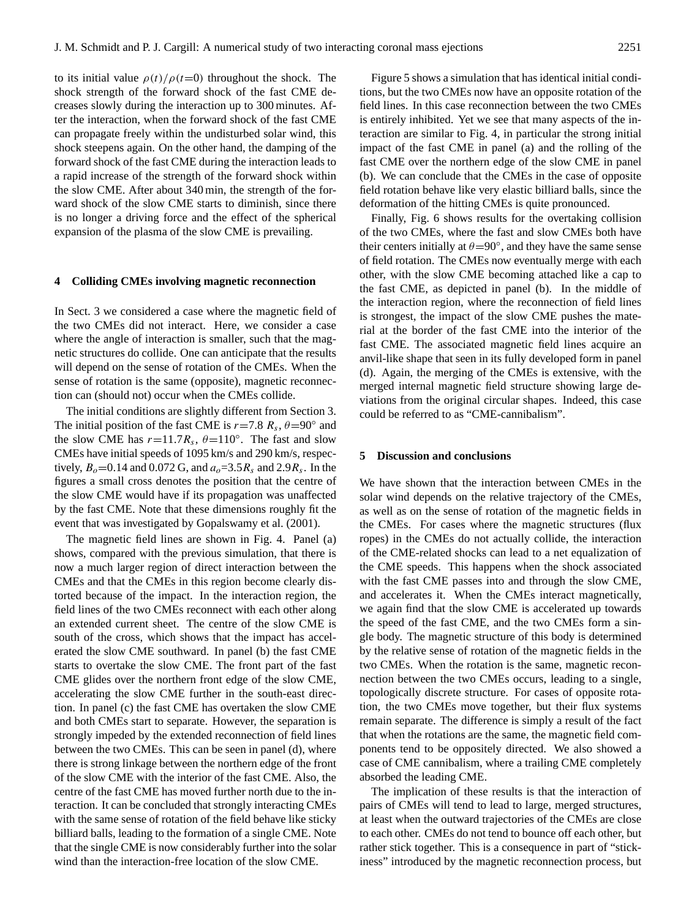to its initial value $\rho(t)/\rho(t=0)$ throughout the shock. The shock strength of the forward shock of the fast CME decreases slowly during the interaction up to 300 minutes. After the interaction, when the forward shock of the fast CME can propagate freely within the undisturbed solar wind, this shock steepens again. On the other hand, the damping of the forward shock of the fast CME during the interaction leads to a rapid increase of the strength of the forward shock within the slow CME. After about 340 min, the strength of the forward shock of the slow CME starts to diminish, since there is no longer a driving force and the effect of the spherical expansion of the plasma of the slow CME is prevailing.

## 4 Colliding CMEs involving magnetic reconnection

In Sect. 3 we considered a case where the magnetic field of the two CMEs did not interact. Here, we consider a case where the angle of interaction is smaller, such that the magnetic structures do collide. One can anticipate that the results will depend on the sense of rotation of the CMEs. When the sense of rotation is the same (opposite), magnetic reconnection can (should not) occur when the CMEs collide.

The initial conditions are slightly different from Section 3. The initial position of the fast CME is $r$=7.8 $R_s$, $\theta$=90° and the slow CME has $r$=11.7$R_s$, $\theta$=110°. The fast and slow CMEs have initial speeds of 1095 km/s and 290 km/s, respectively, $B_o$=0.14 and 0.072 G, and $a_o$=3.5$R_s$ and 2.9$R_s$. In the figures a small cross denotes the position that the centre of the slow CME would have if its propagation was unaffected by the fast CME. Note that these dimensions roughly fit the event that was investigated by Gopalswamy et al. (2001).

The magnetic field lines are shown in Fig. 4. Panel (a) shows, compared with the previous simulation, that there is now a much larger region of direct interaction between the CMEs and that the CMEs in this region become clearly distorted because of the impact. In the interaction region, the field lines of the two CMEs reconnect with each other along an extended current sheet. The centre of the slow CME is south of the cross, which shows that the impact has accelerated the slow CME southward. In panel (b) the fast CME starts to overtake the slow CME. The front part of the fast CME glides over the northern front edge of the slow CME, accelerating the slow CME further in the south-east direction. In panel (c) the fast CME has overtaken the slow CME and both CMEs start to separate. However, the separation is strongly impeded by the extended reconnection of field lines between the two CMEs. This can be seen in panel (d), where there is strong linkage between the northern edge of the front of the slow CME with the interior of the fast CME. Also, the centre of the fast CME has moved further north due to the interaction. It can be concluded that strongly interacting CMEs with the same sense of rotation of the field behave like sticky billiard balls, leading to the formation of a single CME. Note that the single CME is now considerably further into the solar wind than the interaction-free location of the slow CME.

Figure 5 shows a simulation that has identical initial conditions, but the two CMEs now have an opposite rotation of the field lines. In this case reconnection between the two CMEs is entirely inhibited. Yet we see that many aspects of the interaction are similar to Fig. 4, in particular the strong initial impact of the fast CME in panel (a) and the rolling of the fast CME over the northern edge of the slow CME in panel (b). We can conclude that the CMEs in the case of opposite field rotation behave like very elastic billiard balls, since the deformation of the hitting CMEs is quite pronounced.

Finally, Fig. 6 shows results for the overtaking collision of the two CMEs, where the fast and slow CMEs both have their centers initially at $\theta$=90°, and they have the same sense of field rotation. The CMEs now eventually merge with each other, with the slow CME becoming attached like a cap to the fast CME, as depicted in panel (b). In the middle of the interaction region, where the reconnection of field lines is strongest, the impact of the slow CME pushes the material at the border of the fast CME into the interior of the fast CME. The associated magnetic field lines acquire an anvil-like shape that seen in its fully developed form in panel (d). Again, the merging of the CMEs is extensive, with the merged internal magnetic field structure showing large deviations from the original circular shapes. Indeed, this case could be referred to as "CME-cannibalism".

## 5 Discussion and conclusions

We have shown that the interaction between CMEs in the solar wind depends on the relative trajectory of the CMEs, as well as on the sense of rotation of the magnetic fields in the CMEs. For cases where the magnetic structures (flux ropes) in the CMEs do not actually collide, the interaction of the CME-related shocks can lead to a net equalization of the CME speeds. This happens when the shock associated with the fast CME passes into and through the slow CME, and accelerates it. When the CMEs interact magnetically, we again find that the slow CME is accelerated up towards the speed of the fast CME, and the two CMEs form a single body. The magnetic structure of this body is determined by the relative sense of rotation of the magnetic fields in the two CMEs. When the rotation is the same, magnetic reconnection between the two CMEs occurs, leading to a single, topologically discrete structure. For cases of opposite rotation, the two CMEs move together, but their flux systems remain separate. The difference is simply a result of the fact that when the rotations are the same, the magnetic field components tend to be oppositely directed. We also showed a case of CME cannibalism, where a trailing CME completely absorbed the leading CME.

The implication of these results is that the interaction of pairs of CMEs will tend to lead to large, merged structures, at least when the outward trajectories of the CMEs are close to each other. CMEs do not tend to bounce off each other, but rather stick together. This is a consequence in part of "stickiness" introduced by the magnetic reconnection process, but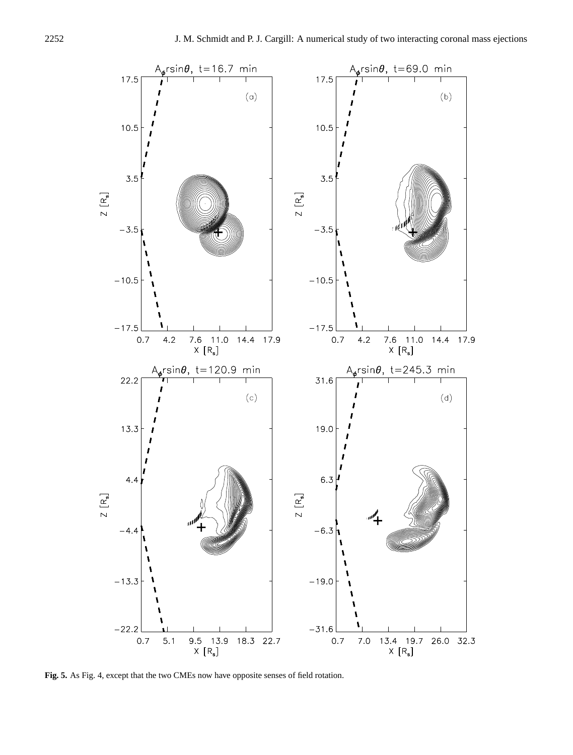**Fig. 5.** As Fig. 4, except that the two CMEs now have opposite senses of field rotation.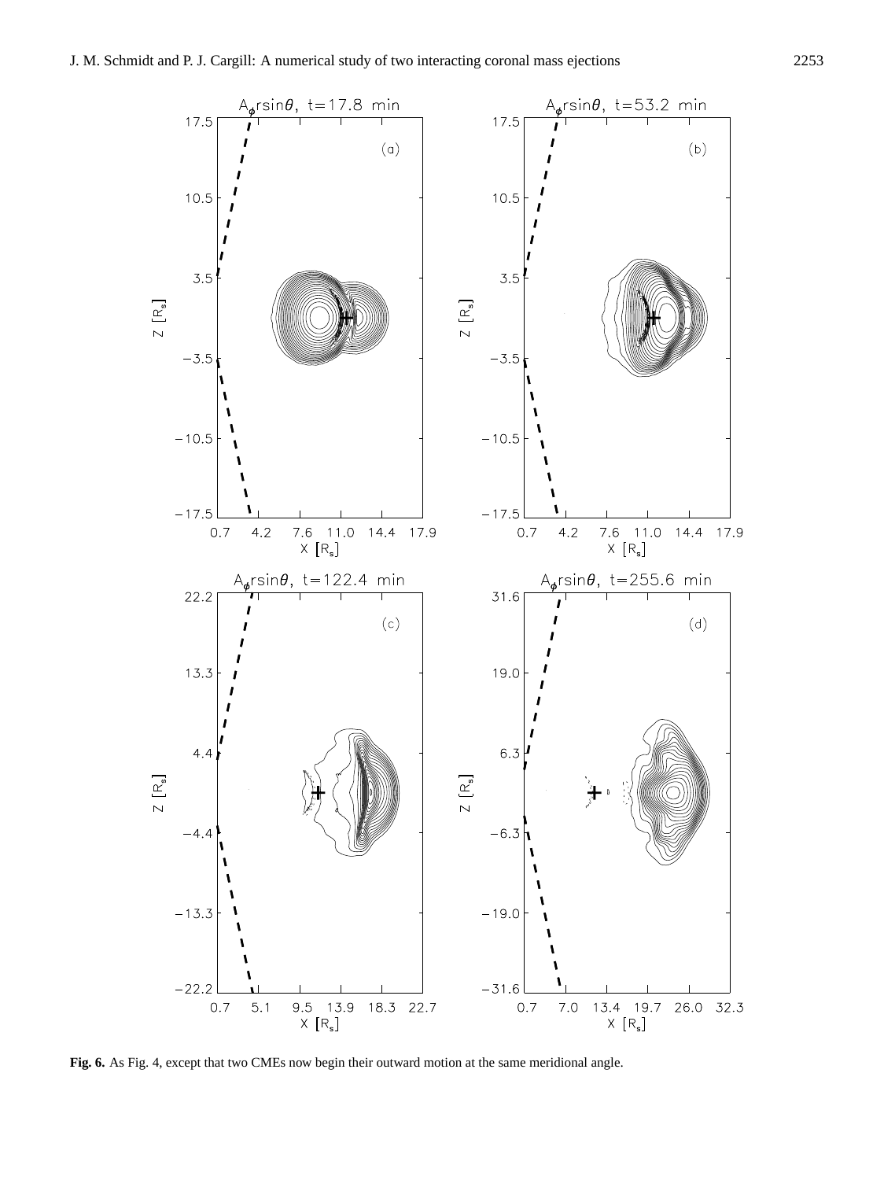**Fig. 6.** As Fig. 4, except that two CMEs now begin their outward motion at the same meridional angle.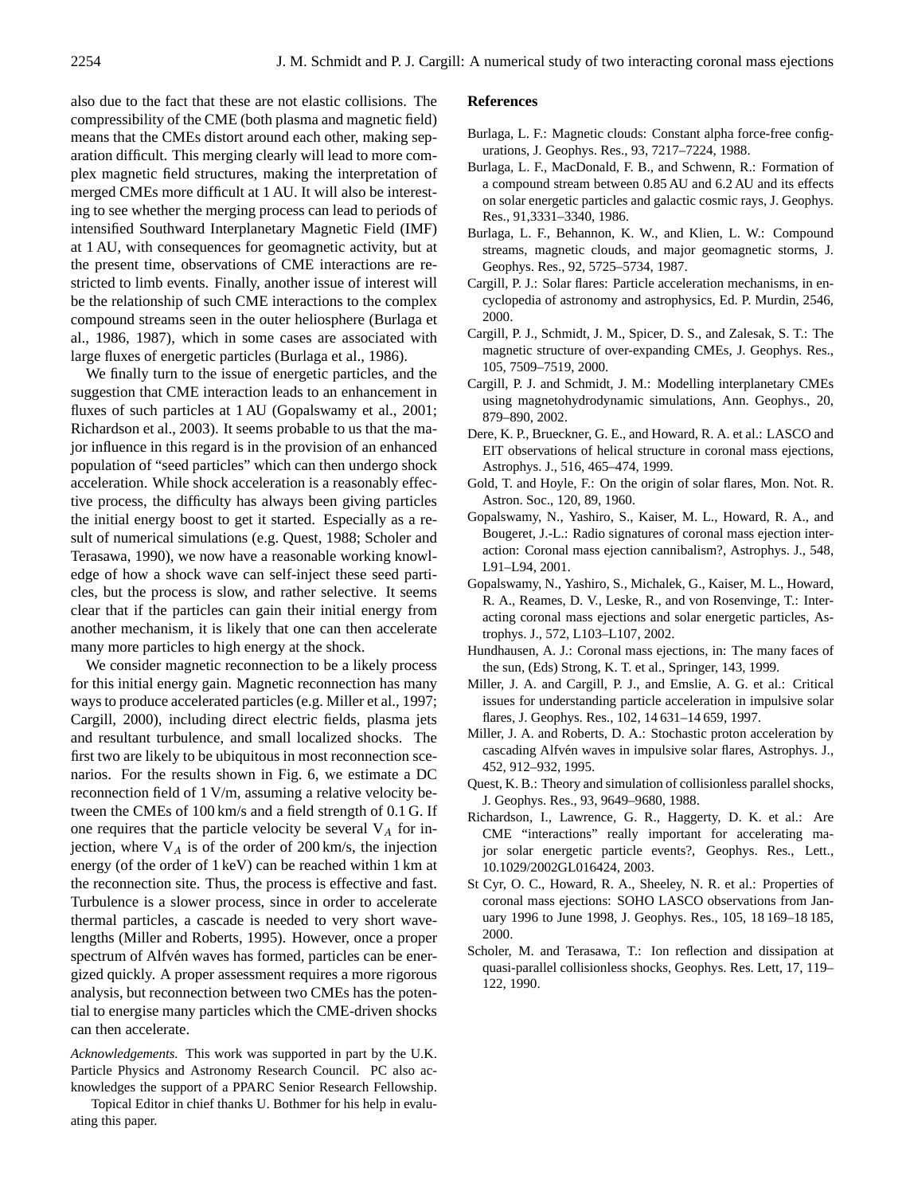also due to the fact that these are not elastic collisions. The compressibility of the CME (both plasma and magnetic field) means that the CMEs distort around each other, making separation difficult. This merging clearly will lead to more complex magnetic field structures, making the interpretation of merged CMEs more difficult at 1 AU. It will also be interesting to see whether the merging process can lead to periods of intensified Southward Interplanetary Magnetic Field (IMF) at 1 AU, with consequences for geomagnetic activity, but at the present time, observations of CME interactions are restricted to limb events. Finally, another issue of interest will be the relationship of such CME interactions to the complex compound streams seen in the outer heliosphere (Burlaga et al., 1986, 1987), which in some cases are associated with large fluxes of energetic particles (Burlaga et al., 1986).

We finally turn to the issue of energetic particles, and the suggestion that CME interaction leads to an enhancement in fluxes of such particles at 1 AU (Gopalswamy et al., 2001; Richardson et al., 2003). It seems probable to us that the major influence in this regard is in the provision of an enhanced population of "seed particles" which can then undergo shock acceleration. While shock acceleration is a reasonably effective process, the difficulty has always been giving particles the initial energy boost to get it started. Especially as a result of numerical simulations (e.g. Quest, 1988; Scholer and Terasawa, 1990), we now have a reasonable working knowledge of how a shock wave can self-inject these seed particles, but the process is slow, and rather selective. It seems clear that if the particles can gain their initial energy from another mechanism, it is likely that one can then accelerate many more particles to high energy at the shock.

We consider magnetic reconnection to be a likely process for this initial energy gain. Magnetic reconnection has many ways to produce accelerated particles (e.g. Miller et al., 1997; Cargill, 2000), including direct electric fields, plasma jets and resultant turbulence, and small localized shocks. The first two are likely to be ubiquitous in most reconnection scenarios. For the results shown in Fig. 6, we estimate a DC reconnection field of 1 V/m, assuming a relative velocity between the CMEs of 100 km/s and a field strength of 0.1 G. If one requires that the particle velocity be several $V_A$ for injection, where $V_A$ is of the order of 200 km/s, the injection energy (of the order of 1 keV) can be reached within 1 km at the reconnection site. Thus, the process is effective and fast. Turbulence is a slower process, since in order to accelerate thermal particles, a cascade is needed to very short wavelengths (Miller and Roberts, 1995). However, once a proper spectrum of Alfvén waves has formed, particles can be energized quickly. A proper assessment requires a more rigorous analysis, but reconnection between two CMEs has the potential to energise many particles which the CME-driven shocks can then accelerate.

*Acknowledgements.* This work was supported in part by the U.K. Particle Physics and Astronomy Research Council. PC also acknowledges the support of a PPARC Senior Research Fellowship.

Topical Editor in chief thanks U. Bothmer for his help in evaluating this paper.

## References

Burlaga, L. F.: Magnetic clouds: Constant alpha force-free configurations, J. Geophys. Res., 93, 7217–7224, 1988.

Burlaga, L. F., MacDonald, F. B., and Schwenn, R.: Formation of a compound stream between 0.85 AU and 6.2 AU and its effects on solar energetic particles and galactic cosmic rays, J. Geophys. Res., 91,3331–3340, 1986.

Burlaga, L. F., Behannon, K. W., and Klien, L. W.: Compound streams, magnetic clouds, and major geomagnetic storms, J. Geophys. Res., 92, 5725–5734, 1987.

Cargill, P. J.: Solar flares: Particle acceleration mechanisms, in encyclopedia of astronomy and astrophysics, Ed. P. Murdin, 2546, 2000.

Cargill, P. J., Schmidt, J. M., Spicer, D. S., and Zalesak, S. T.: The magnetic structure of over-expanding CMEs, J. Geophys. Res., 105, 7509–7519, 2000.

Cargill, P. J. and Schmidt, J. M.: Modelling interplanetary CMEs using magnetohydrodynamic simulations, Ann. Geophys., 20, 879–890, 2002.

Dere, K. P., Brueckner, G. E., and Howard, R. A. et al.: LASCO and EIT observations of helical structure in coronal mass ejections, Astrophys. J., 516, 465–474, 1999.

Gold, T. and Hoyle, F.: On the origin of solar flares, Mon. Not. R. Astron. Soc., 120, 89, 1960.

Gopalswamy, N., Yashiro, S., Kaiser, M. L., Howard, R. A., and Bougeret, J.-L.: Radio signatures of coronal mass ejection interaction: Coronal mass ejection cannibalism?, Astrophys. J., 548, L91–L94, 2001.

Gopalswamy, N., Yashiro, S., Michalek, G., Kaiser, M. L., Howard, R. A., Reames, D. V., Leske, R., and von Rosenvinge, T.: Interacting coronal mass ejections and solar energetic particles, Astrophys. J., 572, L103–L107, 2002.

Hundhausen, A. J.: Coronal mass ejections, in: The many faces of the sun, (Eds) Strong, K. T. et al., Springer, 143, 1999.

Miller, J. A. and Cargill, P. J., and Emslie, A. G. et al.: Critical issues for understanding particle acceleration in impulsive solar flares, J. Geophys. Res., 102, 14 631–14 659, 1997.

Miller, J. A. and Roberts, D. A.: Stochastic proton acceleration by cascading Alfvén waves in impulsive solar flares, Astrophys. J., 452, 912–932, 1995.

Quest, K. B.: Theory and simulation of collisionless parallel shocks, J. Geophys. Res., 93, 9649–9680, 1988.

Richardson, I., Lawrence, G. R., Haggerty, D. K. et al.: Are CME "interactions" really important for accelerating major solar energetic particle events?, Geophys. Res., Lett., 10.1029/2002GL016424, 2003.

St Cyr, O. C., Howard, R. A., Sheeley, N. R. et al.: Properties of coronal mass ejections: SOHO LASCO observations from January 1996 to June 1998, J. Geophys. Res., 105, 18 169–18 185, 2000.

Scholer, M. and Terasawa, T.: Ion reflection and dissipation at quasi-parallel collisionless shocks, Geophys. Res. Lett, 17, 119–122, 1990.